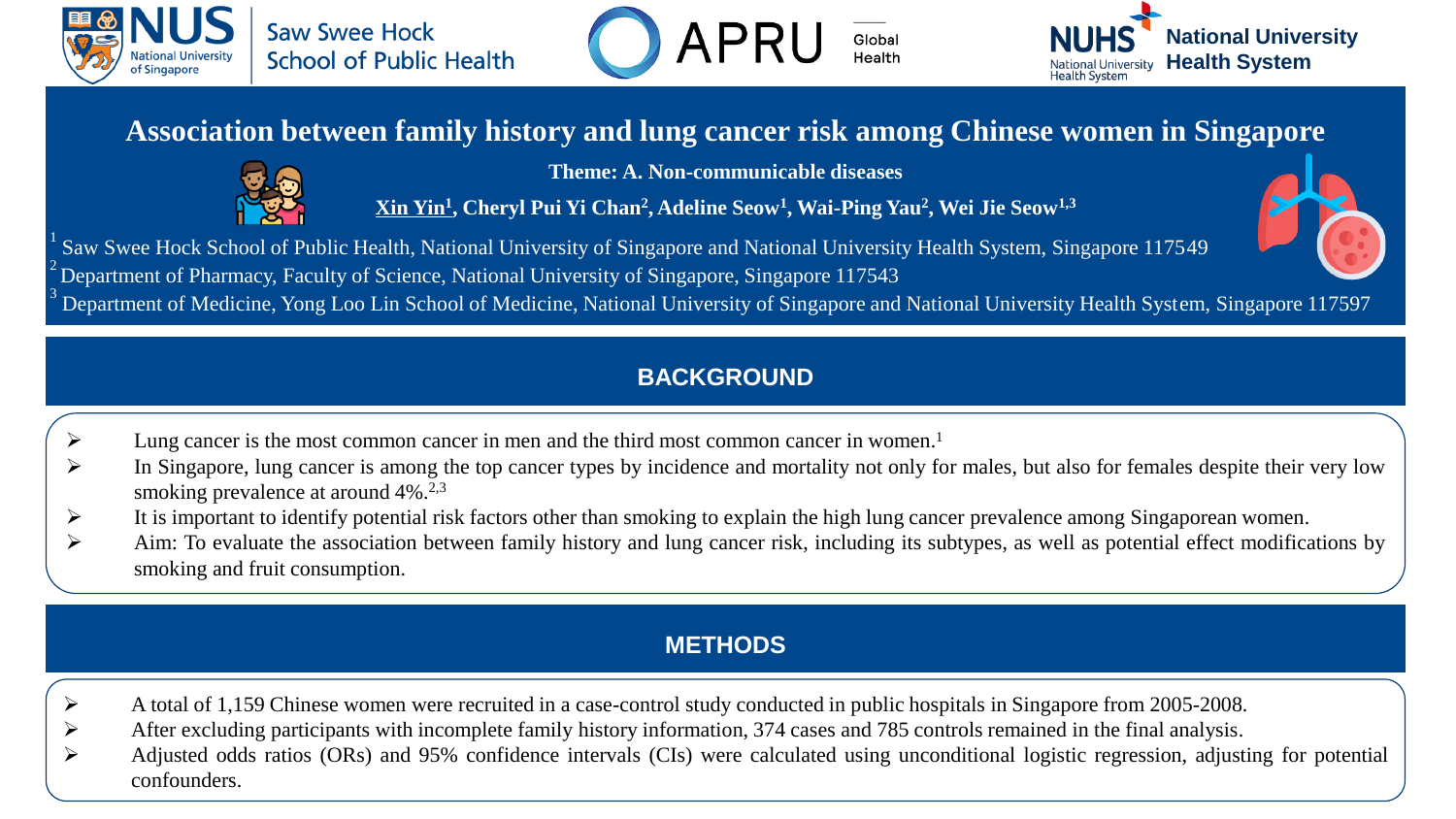# Association between family history and lung cancer risk among Chinese women in Singapore

**Theme: A. Non-communicable diseases**

**Xin Yin[1], Cheryl Pui Yi Chan[2], Adeline Seow[1], Wai-Ping Yau[2], Wei Jie Seow[1,3]**

[1] Saw Swee Hock School of Public Health, National University of Singapore and National University Health System, Singapore 117549

[2] Department of Pharmacy, Faculty of Science, National University of Singapore, Singapore 117543

[3] Department of Medicine, Yong Loo Lin School of Medicine, National University of Singapore and National University Health System, Singapore 117597

## BACKGROUND

- Lung cancer is the most common cancer in men and the third most common cancer in women.[1]
- In Singapore, lung cancer is among the top cancer types by incidence and mortality not only for males, but also for females despite their very low smoking prevalence at around 4%.[2,3]
- It is important to identify potential risk factors other than smoking to explain the high lung cancer prevalence among Singaporean women.
- Aim: To evaluate the association between family history and lung cancer risk, including its subtypes, as well as potential effect modifications by smoking and fruit consumption.

## METHODS

- A total of 1,159 Chinese women were recruited in a case-control study conducted in public hospitals in Singapore from 2005-2008.
- After excluding participants with incomplete family history information, 374 cases and 785 controls remained in the final analysis.
- Adjusted odds ratios (ORs) and 95% confidence intervals (CIs) were calculated using unconditional logistic regression, adjusting for potential confounders.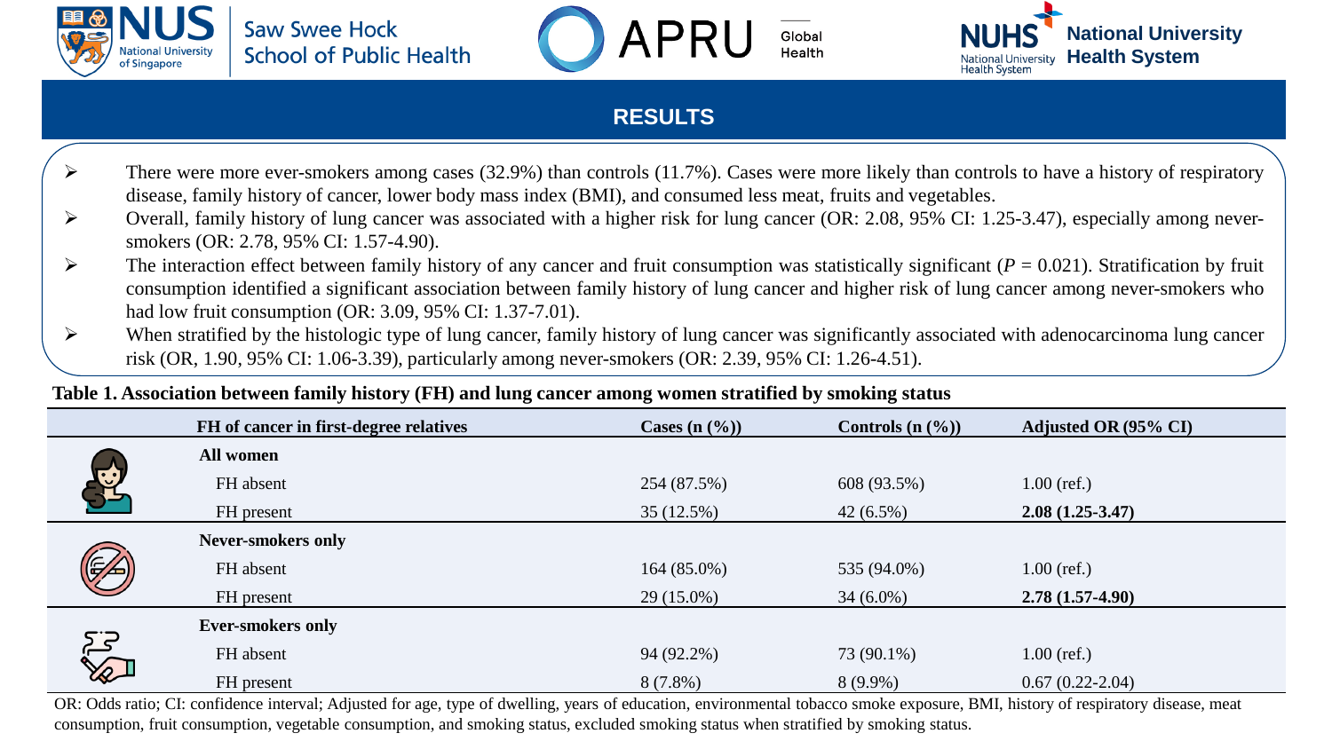## RESULTS

- There were more ever-smokers among cases (32.9%) than controls (11.7%). Cases were more likely than controls to have a history of respiratory disease, family history of cancer, lower body mass index (BMI), and consumed less meat, fruits and vegetables.
- Overall, family history of lung cancer was associated with a higher risk for lung cancer (OR: 2.08, 95% CI: 1.25-3.47), especially among never-smokers (OR: 2.78, 95% CI: 1.57-4.90).
- The interaction effect between family history of any cancer and fruit consumption was statistically significant (*P* = 0.021). Stratification by fruit consumption identified a significant association between family history of lung cancer and higher risk of lung cancer among never-smokers who had low fruit consumption (OR: 3.09, 95% CI: 1.37-7.01).
- When stratified by the histologic type of lung cancer, family history of lung cancer was significantly associated with adenocarcinoma lung cancer risk (OR, 1.90, 95% CI: 1.06-3.39), particularly among never-smokers (OR: 2.39, 95% CI: 1.26-4.51).

**Table 1. Association between family history (FH) and lung cancer among women stratified by smoking status**

| FH of cancer in first-degree relatives | Cases (n (%)) | Controls (n (%)) | Adjusted OR (95% CI) |
|---|---|---|---|
| **All women** | | | |
| FH absent | 254 (87.5%) | 608 (93.5%) | 1.00 (ref.) |
| FH present | 35 (12.5%) | 42 (6.5%) | **2.08 (1.25-3.47)** |
| **Never-smokers only** | | | |
| FH absent | 164 (85.0%) | 535 (94.0%) | 1.00 (ref.) |
| FH present | 29 (15.0%) | 34 (6.0%) | **2.78 (1.57-4.90)** |
| **Ever-smokers only** | | | |
| FH absent | 94 (92.2%) | 73 (90.1%) | 1.00 (ref.) |
| FH present | 8 (7.8%) | 8 (9.9%) | 0.67 (0.22-2.04) |

OR: Odds ratio; CI: confidence interval; Adjusted for age, type of dwelling, years of education, environmental tobacco smoke exposure, BMI, history of respiratory disease, meat consumption, fruit consumption, vegetable consumption, and smoking status, excluded smoking status when stratified by smoking status.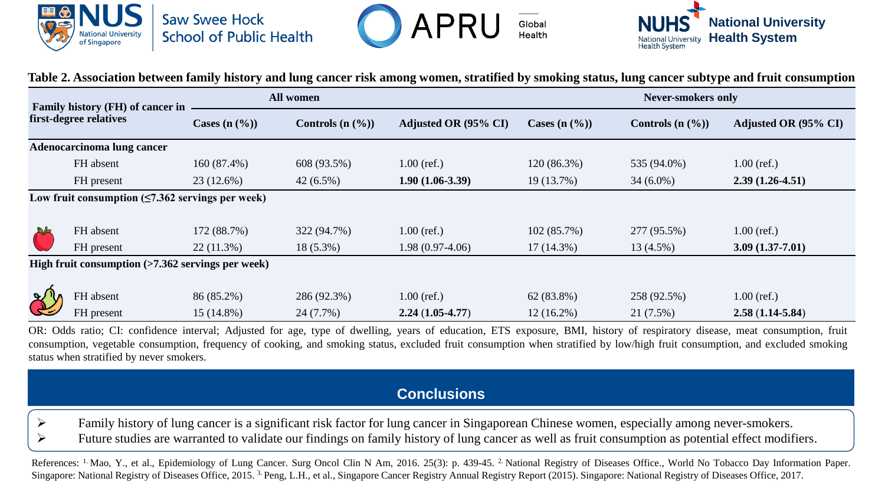**Table 2. Association between family history and lung cancer risk among women, stratified by smoking status, lung cancer subtype and fruit consumption**

| Family history (FH) of cancer in first-degree relatives | All women | | | Never-smokers only | | |
|---|---|---|---|---|---|---|
| | Cases (n (%)) | Controls (n (%)) | Adjusted OR (95% CI) | Cases (n (%)) | Controls (n (%)) | Adjusted OR (95% CI) |
| **Adenocarcinoma lung cancer** | | | | | | |
| FH absent | 160 (87.4%) | 608 (93.5%) | 1.00 (ref.) | 120 (86.3%) | 535 (94.0%) | 1.00 (ref.) |
| FH present | 23 (12.6%) | 42 (6.5%) | **1.90 (1.06-3.39)** | 19 (13.7%) | 34 (6.0%) | **2.39 (1.26-4.51)** |
| **Low fruit consumption (≤7.362 servings per week)** | | | | | | |
| FH absent | 172 (88.7%) | 322 (94.7%) | 1.00 (ref.) | 102 (85.7%) | 277 (95.5%) | 1.00 (ref.) |
| FH present | 22 (11.3%) | 18 (5.3%) | 1.98 (0.97-4.06) | 17 (14.3%) | 13 (4.5%) | **3.09 (1.37-7.01)** |
| **High fruit consumption (>7.362 servings per week)** | | | | | | |
| FH absent | 86 (85.2%) | 286 (92.3%) | 1.00 (ref.) | 62 (83.8%) | 258 (92.5%) | 1.00 (ref.) |
| FH present | 15 (14.8%) | 24 (7.7%) | **2.24 (1.05-4.77)** | 12 (16.2%) | 21 (7.5%) | **2.58 (1.14-5.84)** |

OR: Odds ratio; CI: confidence interval; Adjusted for age, type of dwelling, years of education, ETS exposure, BMI, history of respiratory disease, meat consumption, fruit consumption, vegetable consumption, frequency of cooking, and smoking status, excluded fruit consumption when stratified by low/high fruit consumption, and excluded smoking status when stratified by never smokers.

## Conclusions

- Family history of lung cancer is a significant risk factor for lung cancer in Singaporean Chinese women, especially among never-smokers.
- Future studies are warranted to validate our findings on family history of lung cancer as well as fruit consumption as potential effect modifiers.

References: [1] Mao, Y., et al., Epidemiology of Lung Cancer. Surg Oncol Clin N Am, 2016. 25(3): p. 439-45. [2] National Registry of Diseases Office., World No Tobacco Day Information Paper. Singapore: National Registry of Diseases Office, 2015. [3] Peng, L.H., et al., Singapore Cancer Registry Annual Registry Report (2015). Singapore: National Registry of Diseases Office, 2017.